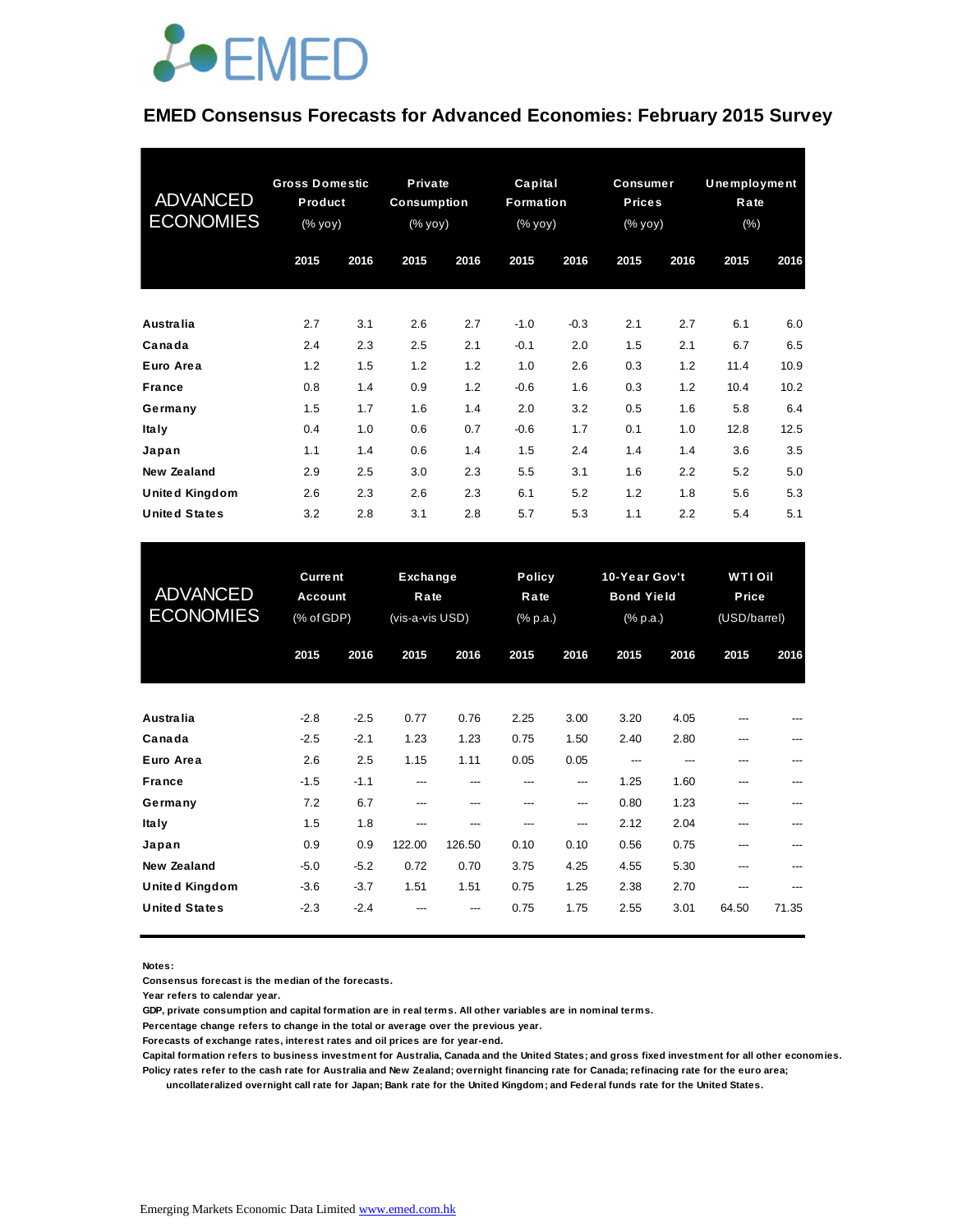# EMED Consensus Forecasts for Advanced Economies: February 2015 Survey

| ADVANCED ECONOMIES | Gross Domestic Product (% yoy) | | Private Consumption (% yoy) | | Capital Formation (% yoy) | | Consumer Prices (% yoy) | | Unemployment Rate (%) | |
|---|---|---|---|---|---|---|---|---|---|---|
| | 2015 | 2016 | 2015 | 2016 | 2015 | 2016 | 2015 | 2016 | 2015 | 2016 |
| Australia | 2.7 | 3.1 | 2.6 | 2.7 | -1.0 | -0.3 | 2.1 | 2.7 | 6.1 | 6.0 |
| Canada | 2.4 | 2.3 | 2.5 | 2.1 | -0.1 | 2.0 | 1.5 | 2.1 | 6.7 | 6.5 |
| Euro Area | 1.2 | 1.5 | 1.2 | 1.2 | 1.0 | 2.6 | 0.3 | 1.2 | 11.4 | 10.9 |
| France | 0.8 | 1.4 | 0.9 | 1.2 | -0.6 | 1.6 | 0.3 | 1.2 | 10.4 | 10.2 |
| Germany | 1.5 | 1.7 | 1.6 | 1.4 | 2.0 | 3.2 | 0.5 | 1.6 | 5.8 | 6.4 |
| Italy | 0.4 | 1.0 | 0.6 | 0.7 | -0.6 | 1.7 | 0.1 | 1.0 | 12.8 | 12.5 |
| Japan | 1.1 | 1.4 | 0.6 | 1.4 | 1.5 | 2.4 | 1.4 | 1.4 | 3.6 | 3.5 |
| New Zealand | 2.9 | 2.5 | 3.0 | 2.3 | 5.5 | 3.1 | 1.6 | 2.2 | 5.2 | 5.0 |
| United Kingdom | 2.6 | 2.3 | 2.6 | 2.3 | 6.1 | 5.2 | 1.2 | 1.8 | 5.6 | 5.3 |
| United States | 3.2 | 2.8 | 3.1 | 2.8 | 5.7 | 5.3 | 1.1 | 2.2 | 5.4 | 5.1 |

| ADVANCED ECONOMIES | Current Account (% of GDP) | | Exchange Rate (vis-a-vis USD) | | Policy Rate (% p.a.) | | 10-Year Gov't Bond Yield (% p.a.) | | WTI Oil Price (USD/barrel) | |
|---|---|---|---|---|---|---|---|---|---|---|
| | 2015 | 2016 | 2015 | 2016 | 2015 | 2016 | 2015 | 2016 | 2015 | 2016 |
| Australia | -2.8 | -2.5 | 0.77 | 0.76 | 2.25 | 3.00 | 3.20 | 4.05 | --- | --- |
| Canada | -2.5 | -2.1 | 1.23 | 1.23 | 0.75 | 1.50 | 2.40 | 2.80 | --- | --- |
| Euro Area | 2.6 | 2.5 | 1.15 | 1.11 | 0.05 | 0.05 | --- | --- | --- | --- |
| France | -1.5 | -1.1 | --- | --- | --- | --- | 1.25 | 1.60 | --- | --- |
| Germany | 7.2 | 6.7 | --- | --- | --- | --- | 0.80 | 1.23 | --- | --- |
| Italy | 1.5 | 1.8 | --- | --- | --- | --- | 2.12 | 2.04 | --- | --- |
| Japan | 0.9 | 0.9 | 122.00 | 126.50 | 0.10 | 0.10 | 0.56 | 0.75 | --- | --- |
| New Zealand | -5.0 | -5.2 | 0.72 | 0.70 | 3.75 | 4.25 | 4.55 | 5.30 | --- | --- |
| United Kingdom | -3.6 | -3.7 | 1.51 | 1.51 | 0.75 | 1.25 | 2.38 | 2.70 | --- | --- |
| United States | -2.3 | -2.4 | --- | --- | 0.75 | 1.75 | 2.55 | 3.01 | 64.50 | 71.35 |

**Notes:**

**Consensus forecast is the median of the forecasts.**

**Year refers to calendar year.**

**GDP, private consumption and capital formation are in real terms. All other variables are in nominal terms.**

**Percentage change refers to change in the total or average over the previous year.**

**Forecasts of exchange rates, interest rates and oil prices are for year-end.**

**Capital formation refers to business investment for Australia, Canada and the United States; and gross fixed investment for all other economies.**

**Policy rates refer to the cash rate for Australia and New Zealand; overnight financing rate for Canada; refinacing rate for the euro area; uncollateralized overnight call rate for Japan; Bank rate for the United Kingdom; and Federal funds rate for the United States.**

Emerging Markets Economic Data Limited [www.emed.com.hk](http://www.emed.com.hk)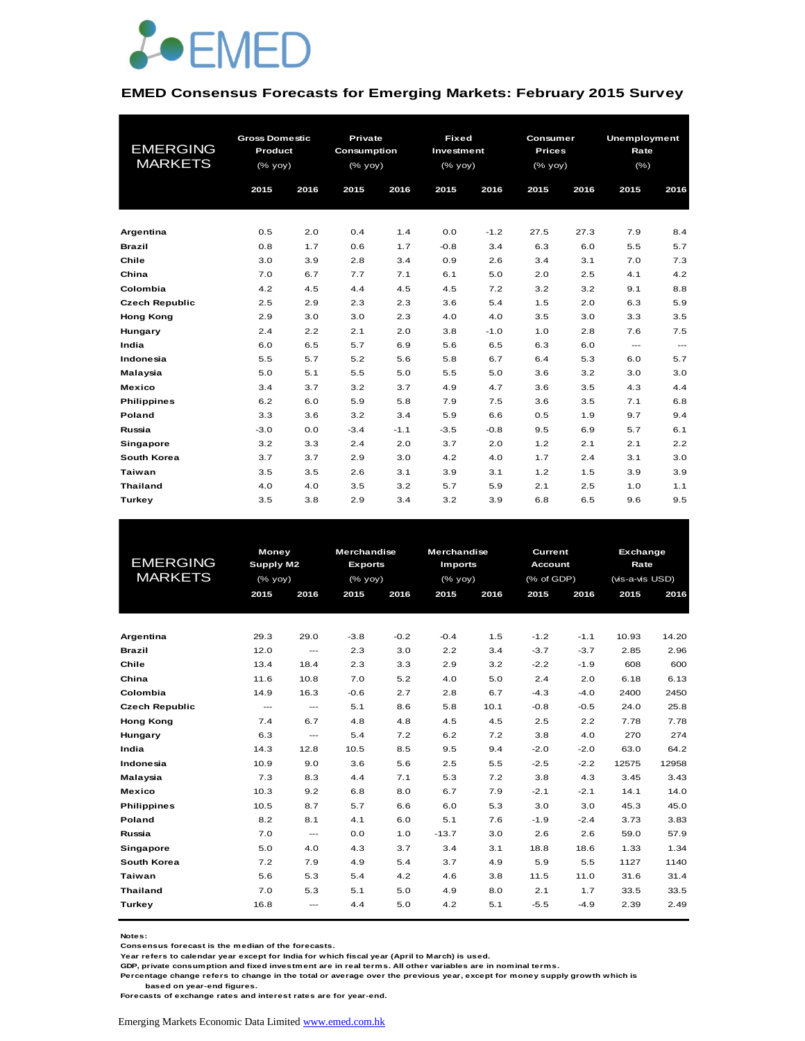# EMED

## EMED Consensus Forecasts for Emerging Markets: February 2015 Survey

| EMERGING MARKETS | Gross Domestic Product (% yoy) | | Private Consumption (% yoy) | | Fixed Investment (% yoy) | | Consumer Prices (% yoy) | | Unemployment Rate (%) | |
|---|---|---|---|---|---|---|---|---|---|---|
| | 2015 | 2016 | 2015 | 2016 | 2015 | 2016 | 2015 | 2016 | 2015 | 2016 |
| **Argentina** | 0.5 | 2.0 | 0.4 | 1.4 | 0.0 | -1.2 | 27.5 | 27.3 | 7.9 | 8.4 |
| **Brazil** | 0.8 | 1.7 | 0.6 | 1.7 | -0.8 | 3.4 | 6.3 | 6.0 | 5.5 | 5.7 |
| **Chile** | 3.0 | 3.9 | 2.8 | 3.4 | 0.9 | 2.6 | 3.4 | 3.1 | 7.0 | 7.3 |
| **China** | 7.0 | 6.7 | 7.7 | 7.1 | 6.1 | 5.0 | 2.0 | 2.5 | 4.1 | 4.2 |
| **Colombia** | 4.2 | 4.5 | 4.4 | 4.5 | 4.5 | 7.2 | 3.2 | 3.2 | 9.1 | 8.8 |
| **Czech Republic** | 2.5 | 2.9 | 2.3 | 2.3 | 3.6 | 5.4 | 1.5 | 2.0 | 6.3 | 5.9 |
| **Hong Kong** | 2.9 | 3.0 | 3.0 | 2.3 | 4.0 | 4.0 | 3.5 | 3.0 | 3.3 | 3.5 |
| **Hungary** | 2.4 | 2.2 | 2.1 | 2.0 | 3.8 | -1.0 | 1.0 | 2.8 | 7.6 | 7.5 |
| **India** | 6.0 | 6.5 | 5.7 | 6.9 | 5.6 | 6.5 | 6.3 | 6.0 | --- | --- |
| **Indonesia** | 5.5 | 5.7 | 5.2 | 5.6 | 5.8 | 6.7 | 6.4 | 5.3 | 6.0 | 5.7 |
| **Malaysia** | 5.0 | 5.1 | 5.5 | 5.0 | 5.5 | 5.0 | 3.6 | 3.2 | 3.0 | 3.0 |
| **Mexico** | 3.4 | 3.7 | 3.2 | 3.7 | 4.9 | 4.7 | 3.6 | 3.5 | 4.3 | 4.4 |
| **Philippines** | 6.2 | 6.0 | 5.9 | 5.8 | 7.9 | 7.5 | 3.6 | 3.5 | 7.1 | 6.8 |
| **Poland** | 3.3 | 3.6 | 3.2 | 3.4 | 5.9 | 6.6 | 0.5 | 1.9 | 9.7 | 9.4 |
| **Russia** | -3.0 | 0.0 | -3.4 | -1.1 | -3.5 | -0.8 | 9.5 | 6.9 | 5.7 | 6.1 |
| **Singapore** | 3.2 | 3.3 | 2.4 | 2.0 | 3.7 | 2.0 | 1.2 | 2.1 | 2.1 | 2.2 |
| **South Korea** | 3.7 | 3.7 | 2.9 | 3.0 | 4.2 | 4.0 | 1.7 | 2.4 | 3.1 | 3.0 |
| **Taiwan** | 3.5 | 3.5 | 2.6 | 3.1 | 3.9 | 3.1 | 1.2 | 1.5 | 3.9 | 3.9 |
| **Thailand** | 4.0 | 4.0 | 3.5 | 3.2 | 5.7 | 5.9 | 2.1 | 2.5 | 1.0 | 1.1 |
| **Turkey** | 3.5 | 3.8 | 2.9 | 3.4 | 3.2 | 3.9 | 6.8 | 6.5 | 9.6 | 9.5 |

| EMERGING MARKETS | Money Supply M2 (% yoy) | | Merchandise Exports (% yoy) | | Merchandise Imports (% yoy) | | Current Account (% of GDP) | | Exchange Rate (vis-a-vis USD) | |
|---|---|---|---|---|---|---|---|---|---|---|
| | 2015 | 2016 | 2015 | 2016 | 2015 | 2016 | 2015 | 2016 | 2015 | 2016 |
| **Argentina** | 29.3 | 29.0 | -3.8 | -0.2 | -0.4 | 1.5 | -1.2 | -1.1 | 10.93 | 14.20 |
| **Brazil** | 12.0 | --- | 2.3 | 3.0 | 2.2 | 3.4 | -3.7 | -3.7 | 2.85 | 2.96 |
| **Chile** | 13.4 | 18.4 | 2.3 | 3.3 | 2.9 | 3.2 | -2.2 | -1.9 | 608 | 600 |
| **China** | 11.6 | 10.8 | 7.0 | 5.2 | 4.0 | 5.0 | 2.4 | 2.0 | 6.18 | 6.13 |
| **Colombia** | 14.9 | 16.3 | -0.6 | 2.7 | 2.8 | 6.7 | -4.3 | -4.0 | 2400 | 2450 |
| **Czech Republic** | --- | --- | 5.1 | 8.6 | 5.8 | 10.1 | -0.8 | -0.5 | 24.0 | 25.8 |
| **Hong Kong** | 7.4 | 6.7 | 4.8 | 4.8 | 4.5 | 4.5 | 2.5 | 2.2 | 7.78 | 7.78 |
| **Hungary** | 6.3 | --- | 5.4 | 7.2 | 6.2 | 7.2 | 3.8 | 4.0 | 270 | 274 |
| **India** | 14.3 | 12.8 | 10.5 | 8.5 | 9.5 | 9.4 | -2.0 | -2.0 | 63.0 | 64.2 |
| **Indonesia** | 10.9 | 9.0 | 3.6 | 5.6 | 2.5 | 5.5 | -2.5 | -2.2 | 12575 | 12958 |
| **Malaysia** | 7.3 | 8.3 | 4.4 | 7.1 | 5.3 | 7.2 | 3.8 | 4.3 | 3.45 | 3.43 |
| **Mexico** | 10.3 | 9.2 | 6.8 | 8.0 | 6.7 | 7.9 | -2.1 | -2.1 | 14.1 | 14.0 |
| **Philippines** | 10.5 | 8.7 | 5.7 | 6.6 | 6.0 | 5.3 | 3.0 | 3.0 | 45.3 | 45.0 |
| **Poland** | 8.2 | 8.1 | 4.1 | 6.0 | 5.1 | 7.6 | -1.9 | -2.4 | 3.73 | 3.83 |
| **Russia** | 7.0 | --- | 0.0 | 1.0 | -13.7 | 3.0 | 2.6 | 2.6 | 59.0 | 57.9 |
| **Singapore** | 5.0 | 4.0 | 4.3 | 3.7 | 3.4 | 3.1 | 18.8 | 18.6 | 1.33 | 1.34 |
| **South Korea** | 7.2 | 7.9 | 4.9 | 5.4 | 3.7 | 4.9 | 5.9 | 5.5 | 1127 | 1140 |
| **Taiwan** | 5.6 | 5.3 | 5.4 | 4.2 | 4.6 | 3.8 | 11.5 | 11.0 | 31.6 | 31.4 |
| **Thailand** | 7.0 | 5.3 | 5.1 | 5.0 | 4.9 | 8.0 | 2.1 | 1.7 | 33.5 | 33.5 |
| **Turkey** | 16.8 | --- | 4.4 | 5.0 | 4.2 | 5.1 | -5.5 | -4.9 | 2.39 | 2.49 |

**Notes:**
Consensus forecast is the median of the forecasts.
Year refers to calendar year except for India for which fiscal year (April to March) is used.
GDP, private consumption and fixed investment are in real terms. All other variables are in nominal terms.
Percentage change refers to change in the total or average over the previous year, except for money supply growth which is based on year-end figures.
Forecasts of exchange rates and interest rates are for year-end.

Emerging Markets Economic Data Limited www.emed.com.hk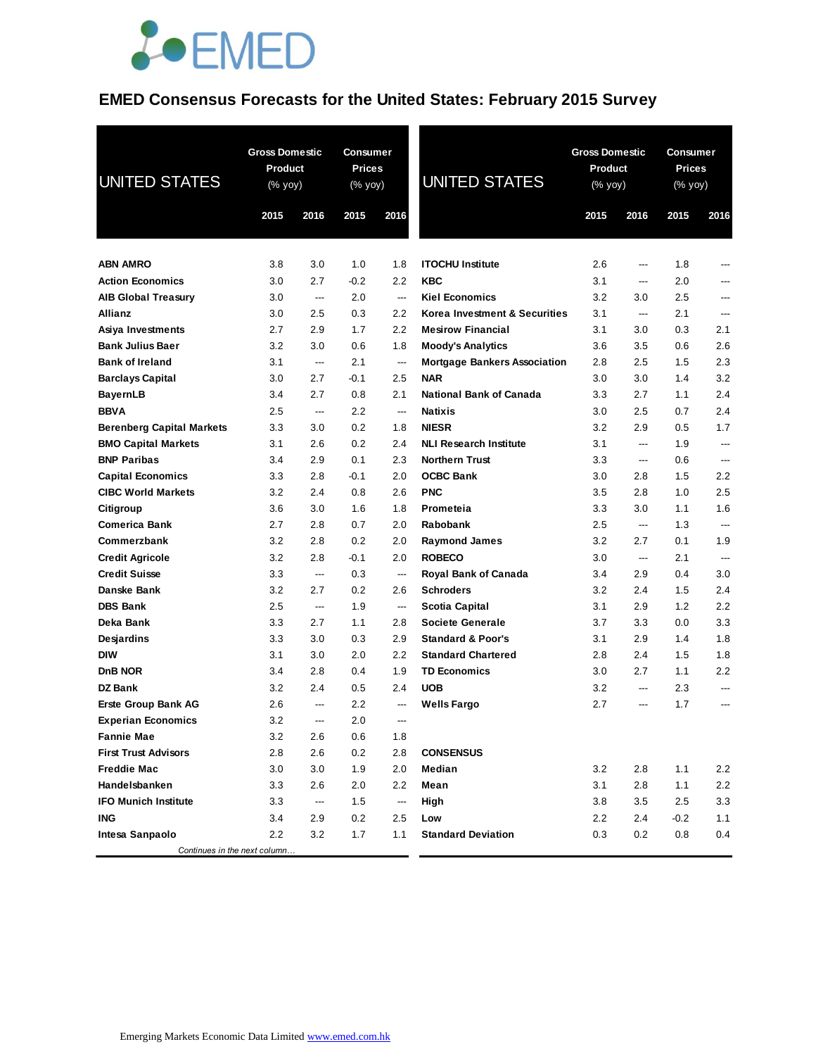# EMED Consensus Forecasts for the United States: February 2015 Survey

| UNITED STATES | Gross Domestic Product (% yoy) | | Consumer Prices (% yoy) | |
|---|---|---|---|---|
| | 2015 | 2016 | 2015 | 2016 |
| **ABN AMRO** | 3.8 | 3.0 | 1.0 | 1.8 |
| **Action Economics** | 3.0 | 2.7 | -0.2 | 2.2 |
| **AIB Global Treasury** | 3.0 | --- | 2.0 | --- |
| **Allianz** | 3.0 | 2.5 | 0.3 | 2.2 |
| **Asiya Investments** | 2.7 | 2.9 | 1.7 | 2.2 |
| **Bank Julius Baer** | 3.2 | 3.0 | 0.6 | 1.8 |
| **Bank of Ireland** | 3.1 | --- | 2.1 | --- |
| **Barclays Capital** | 3.0 | 2.7 | -0.1 | 2.5 |
| **BayernLB** | 3.4 | 2.7 | 0.8 | 2.1 |
| **BBVA** | 2.5 | --- | 2.2 | --- |
| **Berenberg Capital Markets** | 3.3 | 3.0 | 0.2 | 1.8 |
| **BMO Capital Markets** | 3.1 | 2.6 | 0.2 | 2.4 |
| **BNP Paribas** | 3.4 | 2.9 | 0.1 | 2.3 |
| **Capital Economics** | 3.3 | 2.8 | -0.1 | 2.0 |
| **CIBC World Markets** | 3.2 | 2.4 | 0.8 | 2.6 |
| **Citigroup** | 3.6 | 3.0 | 1.6 | 1.8 |
| **Comerica Bank** | 2.7 | 2.8 | 0.7 | 2.0 |
| **Commerzbank** | 3.2 | 2.8 | 0.2 | 2.0 |
| **Credit Agricole** | 3.2 | 2.8 | -0.1 | 2.0 |
| **Credit Suisse** | 3.3 | --- | 0.3 | --- |
| **Danske Bank** | 3.2 | 2.7 | 0.2 | 2.6 |
| **DBS Bank** | 2.5 | --- | 1.9 | --- |
| **Deka Bank** | 3.3 | 2.7 | 1.1 | 2.8 |
| **Desjardins** | 3.3 | 3.0 | 0.3 | 2.9 |
| **DIW** | 3.1 | 3.0 | 2.0 | 2.2 |
| **DnB NOR** | 3.4 | 2.8 | 0.4 | 1.9 |
| **DZ Bank** | 3.2 | 2.4 | 0.5 | 2.4 |
| **Erste Group Bank AG** | 2.6 | --- | 2.2 | --- |
| **Experian Economics** | 3.2 | --- | 2.0 | --- |
| **Fannie Mae** | 3.2 | 2.6 | 0.6 | 1.8 |
| **First Trust Advisors** | 2.8 | 2.6 | 0.2 | 2.8 |
| **Freddie Mac** | 3.0 | 3.0 | 1.9 | 2.0 |
| **Handelsbanken** | 3.3 | 2.6 | 2.0 | 2.2 |
| **IFO Munich Institute** | 3.3 | --- | 1.5 | --- |
| **ING** | 3.4 | 2.9 | 0.2 | 2.5 |
| **Intesa Sanpaolo** | 2.2 | 3.2 | 1.7 | 1.1 |
| **ITOCHU Institute** | 2.6 | --- | 1.8 | --- |
| **KBC** | 3.1 | --- | 2.0 | --- |
| **Kiel Economics** | 3.2 | 3.0 | 2.5 | --- |
| **Korea Investment & Securities** | 3.1 | --- | 2.1 | --- |
| **Mesirow Financial** | 3.1 | 3.0 | 0.3 | 2.1 |
| **Moody's Analytics** | 3.6 | 3.5 | 0.6 | 2.6 |
| **Mortgage Bankers Association** | 2.8 | 2.5 | 1.5 | 2.3 |
| **NAR** | 3.0 | 3.0 | 1.4 | 3.2 |
| **National Bank of Canada** | 3.3 | 2.7 | 1.1 | 2.4 |
| **Natixis** | 3.0 | 2.5 | 0.7 | 2.4 |
| **NIESR** | 3.2 | 2.9 | 0.5 | 1.7 |
| **NLI Research Institute** | 3.1 | --- | 1.9 | --- |
| **Northern Trust** | 3.3 | --- | 0.6 | --- |
| **OCBC Bank** | 3.0 | 2.8 | 1.5 | 2.2 |
| **PNC** | 3.5 | 2.8 | 1.0 | 2.5 |
| **Prometeia** | 3.3 | 3.0 | 1.1 | 1.6 |
| **Rabobank** | 2.5 | --- | 1.3 | --- |
| **Raymond James** | 3.2 | 2.7 | 0.1 | 1.9 |
| **ROBECO** | 3.0 | --- | 2.1 | --- |
| **Royal Bank of Canada** | 3.4 | 2.9 | 0.4 | 3.0 |
| **Schroders** | 3.2 | 2.4 | 1.5 | 2.4 |
| **Scotia Capital** | 3.1 | 2.9 | 1.2 | 2.2 |
| **Societe Generale** | 3.7 | 3.3 | 0.0 | 3.3 |
| **Standard & Poor's** | 3.1 | 2.9 | 1.4 | 1.8 |
| **Standard Chartered** | 2.8 | 2.4 | 1.5 | 1.8 |
| **TD Economics** | 3.0 | 2.7 | 1.1 | 2.2 |
| **UOB** | 3.2 | --- | 2.3 | --- |
| **Wells Fargo** | 2.7 | --- | 1.7 | --- |
| **CONSENSUS** | | | | |
| **Median** | 3.2 | 2.8 | 1.1 | 2.2 |
| **Mean** | 3.1 | 2.8 | 1.1 | 2.2 |
| **High** | 3.8 | 3.5 | 2.5 | 3.3 |
| **Low** | 2.2 | 2.4 | -0.2 | 1.1 |
| **Standard Deviation** | 0.3 | 0.2 | 0.8 | 0.4 |

*Continues in the next column…*

Emerging Markets Economic Data Limited www.emed.com.hk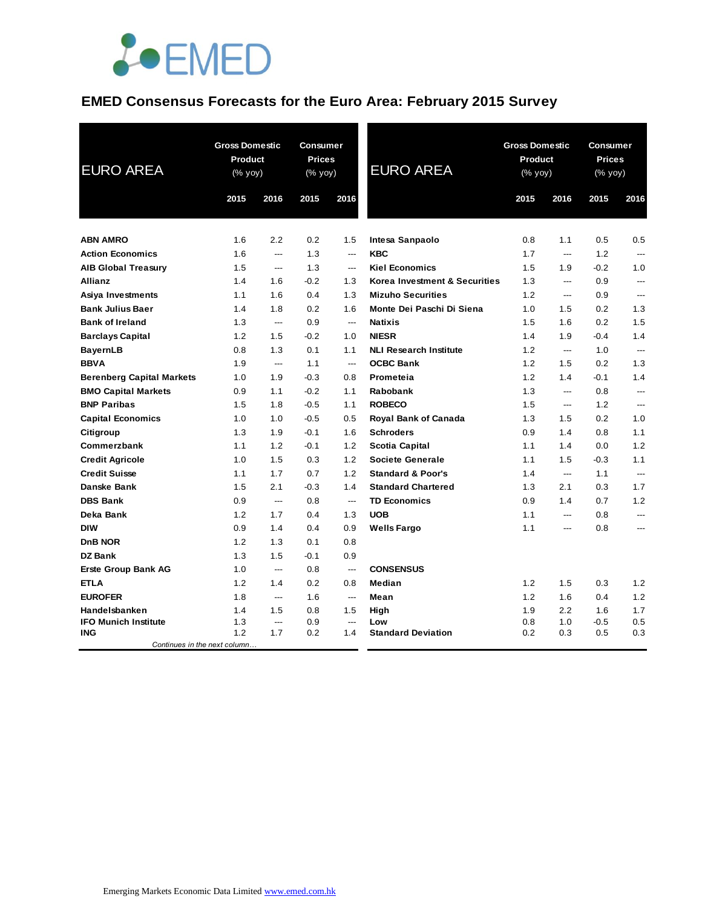# EMED Consensus Forecasts for the Euro Area: February 2015 Survey

| EURO AREA | Gross Domestic Product (% yoy) | | Consumer Prices (% yoy) | |
|---|---|---|---|---|
| | 2015 | 2016 | 2015 | 2016 |
| **ABN AMRO** | 1.6 | 2.2 | 0.2 | 1.5 |
| **Action Economics** | 1.6 | --- | 1.3 | --- |
| **AIB Global Treasury** | 1.5 | --- | 1.3 | --- |
| **Allianz** | 1.4 | 1.6 | -0.2 | 1.3 |
| **Asiya Investments** | 1.1 | 1.6 | 0.4 | 1.3 |
| **Bank Julius Baer** | 1.4 | 1.8 | 0.2 | 1.6 |
| **Bank of Ireland** | 1.3 | --- | 0.9 | --- |
| **Barclays Capital** | 1.2 | 1.5 | -0.2 | 1.0 |
| **BayernLB** | 0.8 | 1.3 | 0.1 | 1.1 |
| **BBVA** | 1.9 | --- | 1.1 | --- |
| **Berenberg Capital Markets** | 1.0 | 1.9 | -0.3 | 0.8 |
| **BMO Capital Markets** | 0.9 | 1.1 | -0.2 | 1.1 |
| **BNP Paribas** | 1.5 | 1.8 | -0.5 | 1.1 |
| **Capital Economics** | 1.0 | 1.0 | -0.5 | 0.5 |
| **Citigroup** | 1.3 | 1.9 | -0.1 | 1.6 |
| **Commerzbank** | 1.1 | 1.2 | -0.1 | 1.2 |
| **Credit Agricole** | 1.0 | 1.5 | 0.3 | 1.2 |
| **Credit Suisse** | 1.1 | 1.7 | 0.7 | 1.2 |
| **Danske Bank** | 1.5 | 2.1 | -0.3 | 1.4 |
| **DBS Bank** | 0.9 | --- | 0.8 | --- |
| **Deka Bank** | 1.2 | 1.7 | 0.4 | 1.3 |
| **DIW** | 0.9 | 1.4 | 0.4 | 0.9 |
| **DnB NOR** | 1.2 | 1.3 | 0.1 | 0.8 |
| **DZ Bank** | 1.3 | 1.5 | -0.1 | 0.9 |
| **Erste Group Bank AG** | 1.0 | --- | 0.8 | --- |
| **ETLA** | 1.2 | 1.4 | 0.2 | 0.8 |
| **EUROFER** | 1.8 | --- | 1.6 | --- |
| **Handelsbanken** | 1.4 | 1.5 | 0.8 | 1.5 |
| **IFO Munich Institute** | 1.3 | --- | 0.9 | --- |
| **ING** | 1.2 | 1.7 | 0.2 | 1.4 |
| **Intesa Sanpaolo** | 0.8 | 1.1 | 0.5 | 0.5 |
| **KBC** | 1.7 | --- | 1.2 | --- |
| **Kiel Economics** | 1.5 | 1.9 | -0.2 | 1.0 |
| **Korea Investment & Securities** | 1.3 | --- | 0.9 | --- |
| **Mizuho Securities** | 1.2 | --- | 0.9 | --- |
| **Monte Dei Paschi Di Siena** | 1.0 | 1.5 | 0.2 | 1.3 |
| **Natixis** | 1.5 | 1.6 | 0.2 | 1.5 |
| **NIESR** | 1.4 | 1.9 | -0.4 | 1.4 |
| **NLI Research Institute** | 1.2 | --- | 1.0 | --- |
| **OCBC Bank** | 1.2 | 1.5 | 0.2 | 1.3 |
| **Prometeia** | 1.2 | 1.4 | -0.1 | 1.4 |
| **Rabobank** | 1.3 | --- | 0.8 | --- |
| **ROBECO** | 1.5 | --- | 1.2 | --- |
| **Royal Bank of Canada** | 1.3 | 1.5 | 0.2 | 1.0 |
| **Schroders** | 0.9 | 1.4 | 0.8 | 1.1 |
| **Scotia Capital** | 1.1 | 1.4 | 0.0 | 1.2 |
| **Societe Generale** | 1.1 | 1.5 | -0.3 | 1.1 |
| **Standard & Poor's** | 1.4 | --- | 1.1 | --- |
| **Standard Chartered** | 1.3 | 2.1 | 0.3 | 1.7 |
| **TD Economics** | 0.9 | 1.4 | 0.7 | 1.2 |
| **UOB** | 1.1 | --- | 0.8 | --- |
| **Wells Fargo** | 1.1 | --- | 0.8 | --- |
| **CONSENSUS** | | | | |
| **Median** | 1.2 | 1.5 | 0.3 | 1.2 |
| **Mean** | 1.2 | 1.6 | 0.4 | 1.2 |
| **High** | 1.9 | 2.2 | 1.6 | 1.7 |
| **Low** | 0.8 | 1.0 | -0.5 | 0.5 |
| **Standard Deviation** | 0.2 | 0.3 | 0.5 | 0.3 |

Emerging Markets Economic Data Limited www.emed.com.hk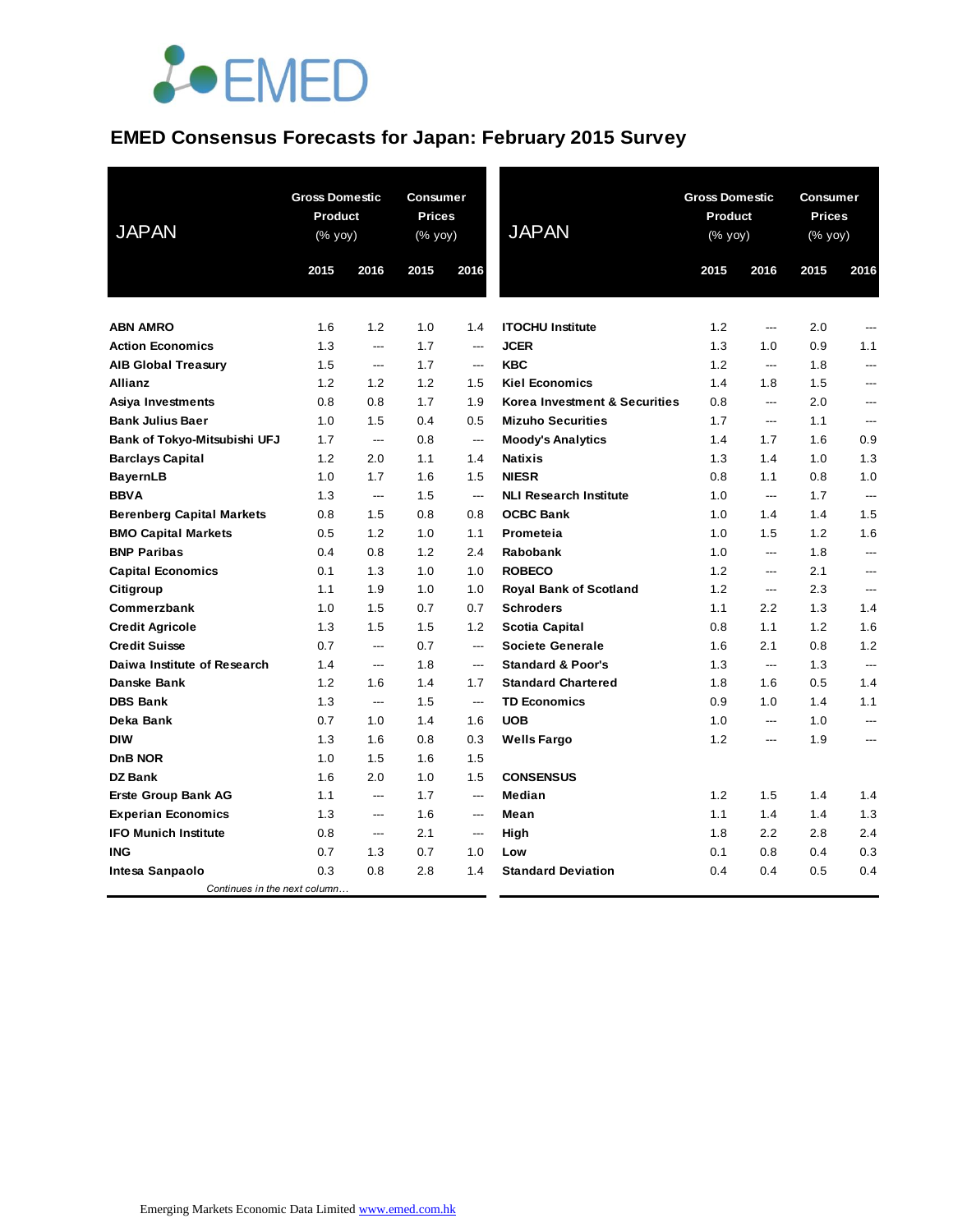# EMED Consensus Forecasts for Japan: February 2015 Survey

| JAPAN | Gross Domestic Product (% yoy) | | Consumer Prices (% yoy) | |
|---|---|---|---|---|
| | 2015 | 2016 | 2015 | 2016 |
| ABN AMRO | 1.6 | 1.2 | 1.0 | 1.4 |
| Action Economics | 1.3 | --- | 1.7 | --- |
| AIB Global Treasury | 1.5 | --- | 1.7 | --- |
| Allianz | 1.2 | 1.2 | 1.2 | 1.5 |
| Asiya Investments | 0.8 | 0.8 | 1.7 | 1.9 |
| Bank Julius Baer | 1.0 | 1.5 | 0.4 | 0.5 |
| Bank of Tokyo-Mitsubishi UFJ | 1.7 | --- | 0.8 | --- |
| Barclays Capital | 1.2 | 2.0 | 1.1 | 1.4 |
| BayernLB | 1.0 | 1.7 | 1.6 | 1.5 |
| BBVA | 1.3 | --- | 1.5 | --- |
| Berenberg Capital Markets | 0.8 | 1.5 | 0.8 | 0.8 |
| BMO Capital Markets | 0.5 | 1.2 | 1.0 | 1.1 |
| BNP Paribas | 0.4 | 0.8 | 1.2 | 2.4 |
| Capital Economics | 0.1 | 1.3 | 1.0 | 1.0 |
| Citigroup | 1.1 | 1.9 | 1.0 | 1.0 |
| Commerzbank | 1.0 | 1.5 | 0.7 | 0.7 |
| Credit Agricole | 1.3 | 1.5 | 1.5 | 1.2 |
| Credit Suisse | 0.7 | --- | 0.7 | --- |
| Daiwa Institute of Research | 1.4 | --- | 1.8 | --- |
| Danske Bank | 1.2 | 1.6 | 1.4 | 1.7 |
| DBS Bank | 1.3 | --- | 1.5 | --- |
| Deka Bank | 0.7 | 1.0 | 1.4 | 1.6 |
| DIW | 1.3 | 1.6 | 0.8 | 0.3 |
| DnB NOR | 1.0 | 1.5 | 1.6 | 1.5 |
| DZ Bank | 1.6 | 2.0 | 1.0 | 1.5 |
| Erste Group Bank AG | 1.1 | --- | 1.7 | --- |
| Experian Economics | 1.3 | --- | 1.6 | --- |
| IFO Munich Institute | 0.8 | --- | 2.1 | --- |
| ING | 0.7 | 1.3 | 0.7 | 1.0 |
| Intesa Sanpaolo | 0.3 | 0.8 | 2.8 | 1.4 |
| ITOCHU Institute | 1.2 | --- | 2.0 | --- |
| JCER | 1.3 | 1.0 | 0.9 | 1.1 |
| KBC | 1.2 | --- | 1.8 | --- |
| Kiel Economics | 1.4 | 1.8 | 1.5 | --- |
| Korea Investment & Securities | 0.8 | --- | 2.0 | --- |
| Mizuho Securities | 1.7 | --- | 1.1 | --- |
| Moody's Analytics | 1.4 | 1.7 | 1.6 | 0.9 |
| Natixis | 1.3 | 1.4 | 1.0 | 1.3 |
| NIESR | 0.8 | 1.1 | 0.8 | 1.0 |
| NLI Research Institute | 1.0 | --- | 1.7 | --- |
| OCBC Bank | 1.0 | 1.4 | 1.4 | 1.5 |
| Prometeia | 1.0 | 1.5 | 1.2 | 1.6 |
| Rabobank | 1.0 | --- | 1.8 | --- |
| ROBECO | 1.2 | --- | 2.1 | --- |
| Royal Bank of Scotland | 1.2 | --- | 2.3 | --- |
| Schroders | 1.1 | 2.2 | 1.3 | 1.4 |
| Scotia Capital | 0.8 | 1.1 | 1.2 | 1.6 |
| Societe Generale | 1.6 | 2.1 | 0.8 | 1.2 |
| Standard & Poor's | 1.3 | --- | 1.3 | --- |
| Standard Chartered | 1.8 | 1.6 | 0.5 | 1.4 |
| TD Economics | 0.9 | 1.0 | 1.4 | 1.1 |
| UOB | 1.0 | --- | 1.0 | --- |
| Wells Fargo | 1.2 | --- | 1.9 | --- |
| **CONSENSUS** | | | | |
| Median | 1.2 | 1.5 | 1.4 | 1.4 |
| Mean | 1.1 | 1.4 | 1.4 | 1.3 |
| High | 1.8 | 2.2 | 2.8 | 2.4 |
| Low | 0.1 | 0.8 | 0.4 | 0.3 |
| Standard Deviation | 0.4 | 0.4 | 0.5 | 0.4 |

Emerging Markets Economic Data Limited www.emed.com.hk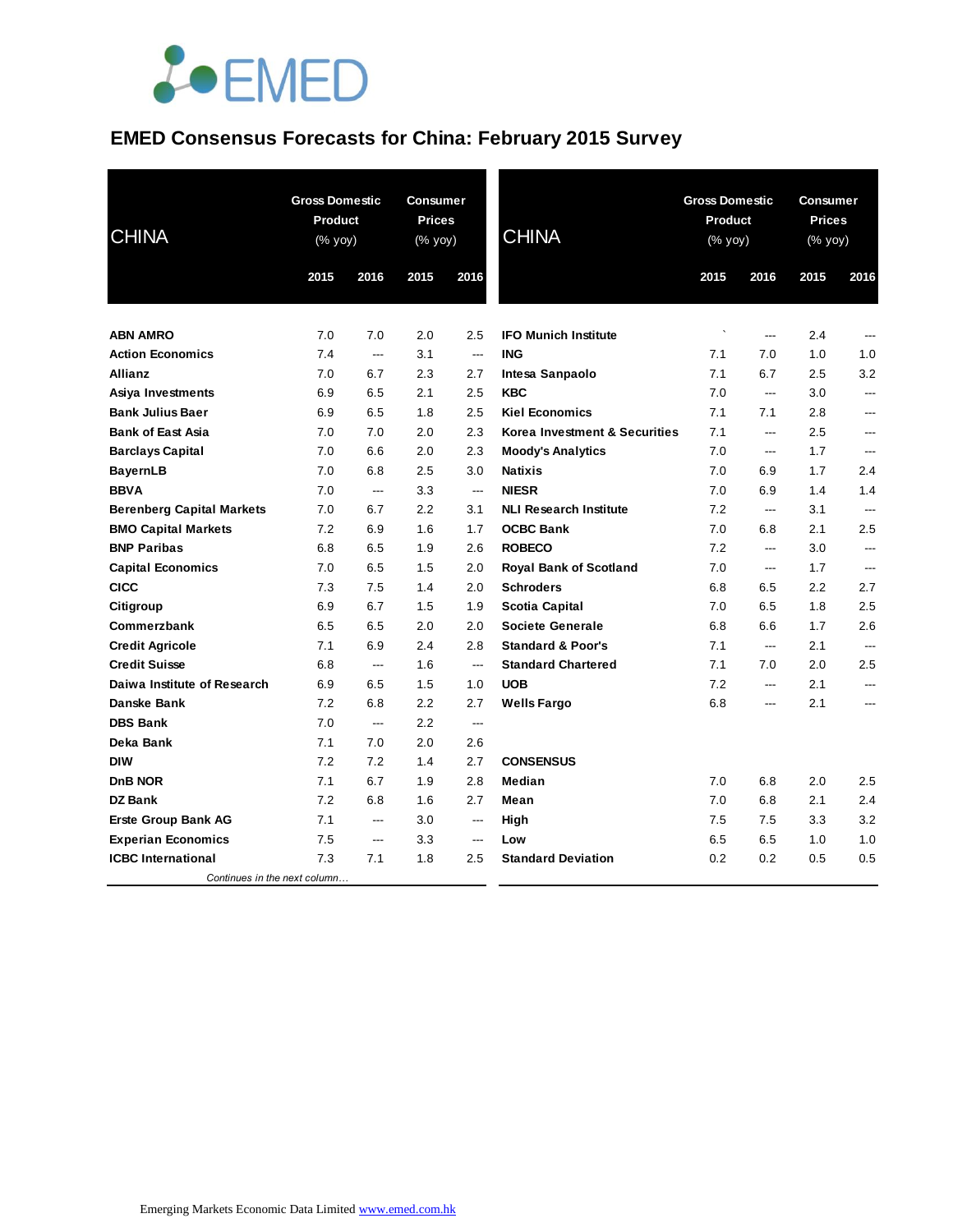# EMED Consensus Forecasts for China: February 2015 Survey

| CHINA | Gross Domestic Product (% yoy) | | Consumer Prices (% yoy) | |
|---|---|---|---|---|
| | 2015 | 2016 | 2015 | 2016 |
| **ABN AMRO** | 7.0 | 7.0 | 2.0 | 2.5 |
| **Action Economics** | 7.4 | --- | 3.1 | --- |
| **Allianz** | 7.0 | 6.7 | 2.3 | 2.7 |
| **Asiya Investments** | 6.9 | 6.5 | 2.1 | 2.5 |
| **Bank Julius Baer** | 6.9 | 6.5 | 1.8 | 2.5 |
| **Bank of East Asia** | 7.0 | 7.0 | 2.0 | 2.3 |
| **Barclays Capital** | 7.0 | 6.6 | 2.0 | 2.3 |
| **BayernLB** | 7.0 | 6.8 | 2.5 | 3.0 |
| **BBVA** | 7.0 | --- | 3.3 | --- |
| **Berenberg Capital Markets** | 7.0 | 6.7 | 2.2 | 3.1 |
| **BMO Capital Markets** | 7.2 | 6.9 | 1.6 | 1.7 |
| **BNP Paribas** | 6.8 | 6.5 | 1.9 | 2.6 |
| **Capital Economics** | 7.0 | 6.5 | 1.5 | 2.0 |
| **CICC** | 7.3 | 7.5 | 1.4 | 2.0 |
| **Citigroup** | 6.9 | 6.7 | 1.5 | 1.9 |
| **Commerzbank** | 6.5 | 6.5 | 2.0 | 2.0 |
| **Credit Agricole** | 7.1 | 6.9 | 2.4 | 2.8 |
| **Credit Suisse** | 6.8 | --- | 1.6 | --- |
| **Daiwa Institute of Research** | 6.9 | 6.5 | 1.5 | 1.0 |
| **Danske Bank** | 7.2 | 6.8 | 2.2 | 2.7 |
| **DBS Bank** | 7.0 | --- | 2.2 | --- |
| **Deka Bank** | 7.1 | 7.0 | 2.0 | 2.6 |
| **DIW** | 7.2 | 7.2 | 1.4 | 2.7 |
| **DnB NOR** | 7.1 | 6.7 | 1.9 | 2.8 |
| **DZ Bank** | 7.2 | 6.8 | 1.6 | 2.7 |
| **Erste Group Bank AG** | 7.1 | --- | 3.0 | --- |
| **Experian Economics** | 7.5 | --- | 3.3 | --- |
| **ICBC International** | 7.3 | 7.1 | 1.8 | 2.5 |
| **IFO Munich Institute** | ` | --- | 2.4 | --- |
| **ING** | 7.1 | 7.0 | 1.0 | 1.0 |
| **Intesa Sanpaolo** | 7.1 | 6.7 | 2.5 | 3.2 |
| **KBC** | 7.0 | --- | 3.0 | --- |
| **Kiel Economics** | 7.1 | 7.1 | 2.8 | --- |
| **Korea Investment & Securities** | 7.1 | --- | 2.5 | --- |
| **Moody's Analytics** | 7.0 | --- | 1.7 | --- |
| **Natixis** | 7.0 | 6.9 | 1.7 | 2.4 |
| **NIESR** | 7.0 | 6.9 | 1.4 | 1.4 |
| **NLI Research Institute** | 7.2 | --- | 3.1 | --- |
| **OCBC Bank** | 7.0 | 6.8 | 2.1 | 2.5 |
| **ROBECO** | 7.2 | --- | 3.0 | --- |
| **Royal Bank of Scotland** | 7.0 | --- | 1.7 | --- |
| **Schroders** | 6.8 | 6.5 | 2.2 | 2.7 |
| **Scotia Capital** | 7.0 | 6.5 | 1.8 | 2.5 |
| **Societe Generale** | 6.8 | 6.6 | 1.7 | 2.6 |
| **Standard & Poor's** | 7.1 | --- | 2.1 | --- |
| **Standard Chartered** | 7.1 | 7.0 | 2.0 | 2.5 |
| **UOB** | 7.2 | --- | 2.1 | --- |
| **Wells Fargo** | 6.8 | --- | 2.1 | --- |
| **CONSENSUS** | | | | |
| **Median** | 7.0 | 6.8 | 2.0 | 2.5 |
| **Mean** | 7.0 | 6.8 | 2.1 | 2.4 |
| **High** | 7.5 | 7.5 | 3.3 | 3.2 |
| **Low** | 6.5 | 6.5 | 1.0 | 1.0 |
| **Standard Deviation** | 0.2 | 0.2 | 0.5 | 0.5 |

*Continues in the next column…*

Emerging Markets Economic Data Limited www.emed.com.hk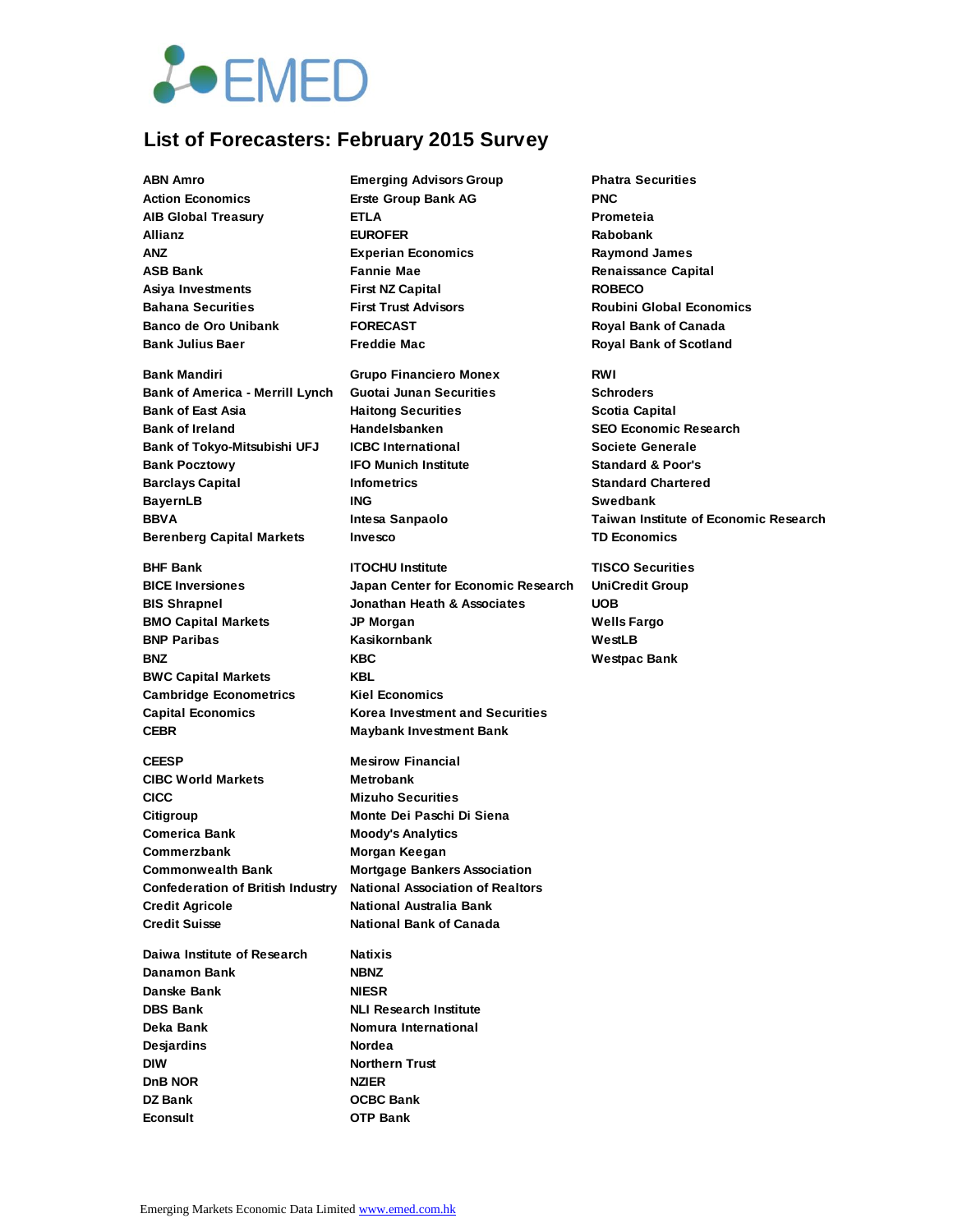# List of Forecasters: February 2015 Survey

ABN Amro
Action Economics
AIB Global Treasury
Allianz
ANZ
ASB Bank
Asiya Investments
Bahana Securities
Banco de Oro Unibank
Bank Julius Baer

Bank Mandiri
Bank of America - Merrill Lynch
Bank of East Asia
Bank of Ireland
Bank of Tokyo-Mitsubishi UFJ
Bank Pocztowy
Barclays Capital
BayernLB
BBVA
Berenberg Capital Markets

BHF Bank
BICE Inversiones
BIS Shrapnel
BMO Capital Markets
BNP Paribas
BNZ
BWC Capital Markets
Cambridge Econometrics
Capital Economics
CEBR

CEESP
CIBC World Markets
CICC
Citigroup
Comerica Bank
Commerzbank
Commonwealth Bank
Confederation of British Industry
Credit Agricole
Credit Suisse

Daiwa Institute of Research
Danamon Bank
Danske Bank
DBS Bank
Deka Bank
Desjardins
DIW
DnB NOR
DZ Bank
Econsult

Emerging Advisors Group
Erste Group Bank AG
ETLA
EUROFER
Experian Economics
Fannie Mae
First NZ Capital
First Trust Advisors
FORECAST
Freddie Mac

Grupo Financiero Monex
Guotai Junan Securities
Haitong Securities
Handelsbanken
ICBC International
IFO Munich Institute
Infometrics
ING
Intesa Sanpaolo
Invesco

ITOCHU Institute
Japan Center for Economic Research
Jonathan Heath & Associates
JP Morgan
Kasikornbank
KBC
KBL
Kiel Economics
Korea Investment and Securities
Maybank Investment Bank

Mesirow Financial
Metrobank
Mizuho Securities
Monte Dei Paschi Di Siena
Moody's Analytics
Morgan Keegan
Mortgage Bankers Association
National Association of Realtors
National Australia Bank
National Bank of Canada

Natixis
NBNZ
NIESR
NLI Research Institute
Nomura International
Nordea
Northern Trust
NZIER
OCBC Bank
OTP Bank

Phatra Securities
PNC
Prometeia
Rabobank
Raymond James
Renaissance Capital
ROBECO
Roubini Global Economics
Royal Bank of Canada
Royal Bank of Scotland

RWI
Schroders
Scotia Capital
SEO Economic Research
Societe Generale
Standard & Poor's
Standard Chartered
Swedbank
Taiwan Institute of Economic Research
TD Economics

TISCO Securities
UniCredit Group
UOB
Wells Fargo
WestLB
Westpac Bank

Emerging Markets Economic Data Limited www.emed.com.hk